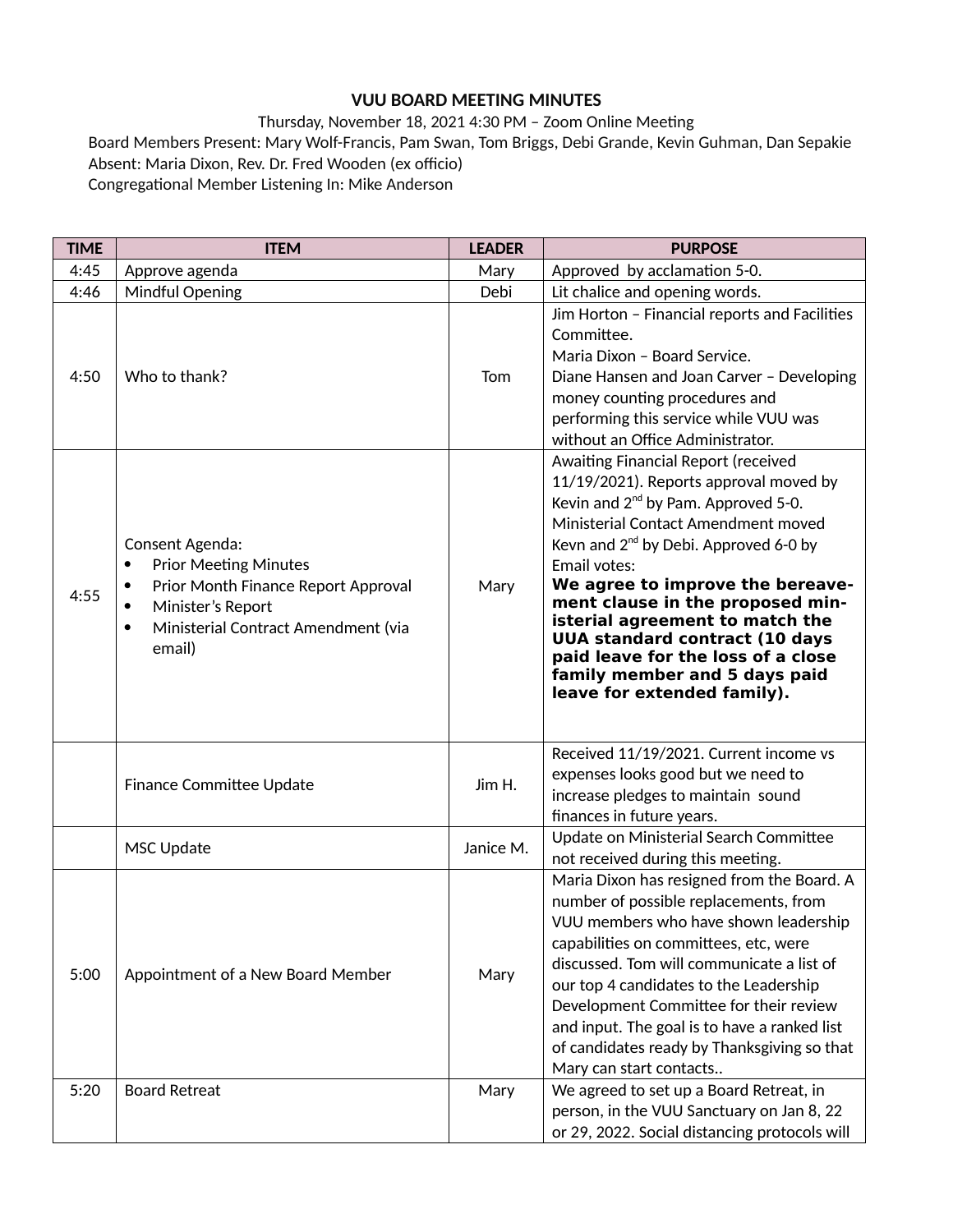**VUU BOARD MEETING MINUTES**

Thursday, November 18, 2021 4:30 PM – Zoom Online Meeting

Board Members Present: Mary Wolf-Francis, Pam Swan, Tom Briggs, Debi Grande, Kevin Guhman, Dan Sepakie
Absent: Maria Dixon, Rev. Dr. Fred Wooden (ex officio)
Congregational Member Listening In: Mike Anderson

| TIME | ITEM | LEADER | PURPOSE |
|---|---|---|---|
| 4:45 | Approve agenda | Mary | Approved by acclamation 5-0. |
| 4:46 | Mindful Opening | Debi | Lit chalice and opening words. |
| 4:50 | Who to thank? | Tom | Jim Horton – Financial reports and Facilities Committee.<br>Maria Dixon – Board Service.<br>Diane Hansen and Joan Carver – Developing money counting procedures and performing this service while VUU was without an Office Administrator. |
| 4:55 | Consent Agenda:<br>• Prior Meeting Minutes<br>• Prior Month Finance Report Approval<br>• Minister's Report<br>• Ministerial Contract Amendment (via email) | Mary | Awaiting Financial Report (received 11/19/2021). Reports approval moved by Kevin and 2nd by Pam. Approved 5-0.<br>Ministerial Contact Amendment moved Kevn and 2nd by Debi. Approved 6-0 by Email votes:<br>**We agree to improve the bereave-ment clause in the proposed min-isterial agreement to match the UUA standard contract (10 days paid leave for the loss of a close family member and 5 days paid leave for extended family).** |
| | Finance Committee Update | Jim H. | Received 11/19/2021. Current income vs expenses looks good but we need to increase pledges to maintain sound finances in future years. |
| | MSC Update | Janice M. | Update on Ministerial Search Committee not received during this meeting. |
| 5:00 | Appointment of a New Board Member | Mary | Maria Dixon has resigned from the Board. A number of possible replacements, from VUU members who have shown leadership capabilities on committees, etc, were discussed. Tom will communicate a list of our top 4 candidates to the Leadership Development Committee for their review and input. The goal is to have a ranked list of candidates ready by Thanksgiving so that Mary can start contacts.. |
| 5:20 | Board Retreat | Mary | We agreed to set up a Board Retreat, in person, in the VUU Sanctuary on Jan 8, 22 or 29, 2022. Social distancing protocols will |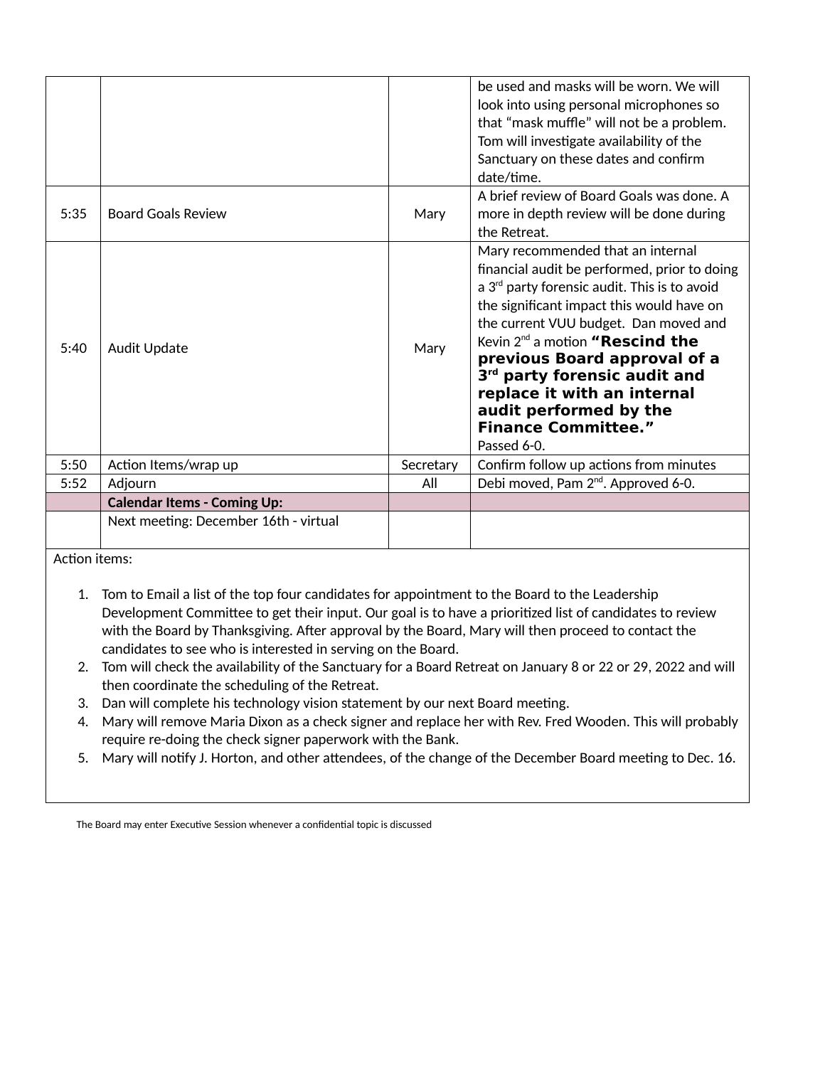| | | | |
|---|---|---|---|
| | | | be used and masks will be worn. We will look into using personal microphones so that "mask muffle" will not be a problem. Tom will investigate availability of the Sanctuary on these dates and confirm date/time. |
| 5:35 | Board Goals Review | Mary | A brief review of Board Goals was done. A more in depth review will be done during the Retreat. |
| 5:40 | Audit Update | Mary | Mary recommended that an internal financial audit be performed, prior to doing a 3rd party forensic audit. This is to avoid the significant impact this would have on the current VUU budget. Dan moved and Kevin 2nd a motion **"Rescind the previous Board approval of a 3rd party forensic audit and replace it with an internal audit performed by the Finance Committee."** Passed 6-0. |
| 5:50 | Action Items/wrap up | Secretary | Confirm follow up actions from minutes |
| 5:52 | Adjourn | All | Debi moved, Pam 2nd. Approved 6-0. |
| | **Calendar Items - Coming Up:** | | |
| | Next meeting: December 16th - virtual | | |

Action items:

1. Tom to Email a list of the top four candidates for appointment to the Board to the Leadership Development Committee to get their input. Our goal is to have a prioritized list of candidates to review with the Board by Thanksgiving. After approval by the Board, Mary will then proceed to contact the candidates to see who is interested in serving on the Board.
2. Tom will check the availability of the Sanctuary for a Board Retreat on January 8 or 22 or 29, 2022 and will then coordinate the scheduling of the Retreat.
3. Dan will complete his technology vision statement by our next Board meeting.
4. Mary will remove Maria Dixon as a check signer and replace her with Rev. Fred Wooden. This will probably require re-doing the check signer paperwork with the Bank.
5. Mary will notify J. Horton, and other attendees, of the change of the December Board meeting to Dec. 16.

The Board may enter Executive Session whenever a confidential topic is discussed